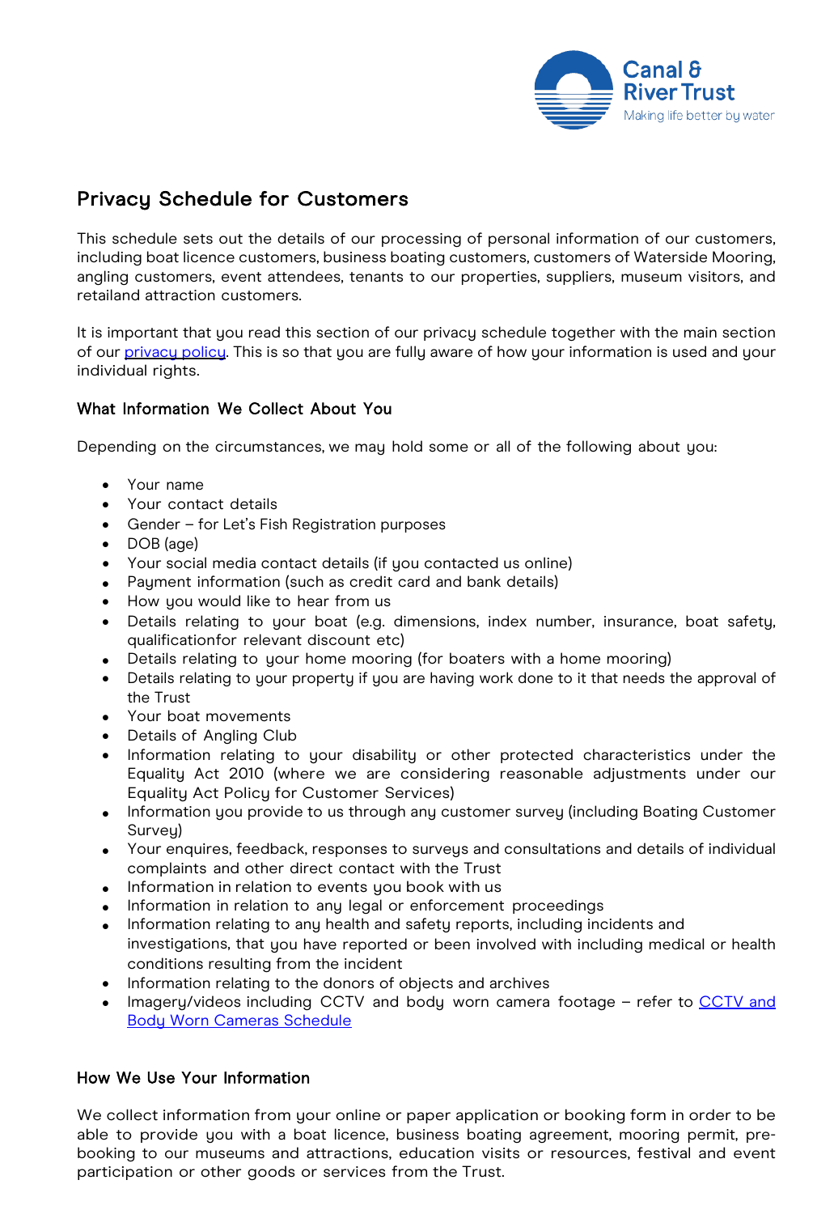# Privacy Schedule for Customers

This schedule sets out the details of our processing of personal information of our customers, including boat licence customers, business boating customers, customers of Waterside Mooring, angling customers, event attendees, tenants to our properties, suppliers, museum visitors, and retailand attraction customers.

It is important that you read this section of our privacy schedule together with the main section of our privacy policy. This is so that you are fully aware of how your information is used and your individual rights.

## What Information We Collect About You

Depending on the circumstances, we may hold some or all of the following about you:

- Your name
- Your contact details
- Gender – for Let's Fish Registration purposes
- DOB (age)
- Your social media contact details (if you contacted us online)
- Payment information (such as credit card and bank details)
- How you would like to hear from us
- Details relating to your boat (e.g. dimensions, index number, insurance, boat safety, qualificationfor relevant discount etc)
- Details relating to your home mooring (for boaters with a home mooring)
- Details relating to your property if you are having work done to it that needs the approval of the Trust
- Your boat movements
- Details of Angling Club
- Information relating to your disability or other protected characteristics under the Equality Act 2010 (where we are considering reasonable adjustments under our Equality Act Policy for Customer Services)
- Information you provide to us through any customer survey (including Boating Customer Survey)
- Your enquires, feedback, responses to surveys and consultations and details of individual complaints and other direct contact with the Trust
- Information in relation to events you book with us
- Information in relation to any legal or enforcement proceedings
- Information relating to any health and safety reports, including incidents and investigations, that you have reported or been involved with including medical or health conditions resulting from the incident
- Information relating to the donors of objects and archives
- Imagery/videos including CCTV and body worn camera footage – refer to CCTV and Body Worn Cameras Schedule

## How We Use Your Information

We collect information from your online or paper application or booking form in order to be able to provide you with a boat licence, business boating agreement, mooring permit, pre-booking to our museums and attractions, education visits or resources, festival and event participation or other goods or services from the Trust.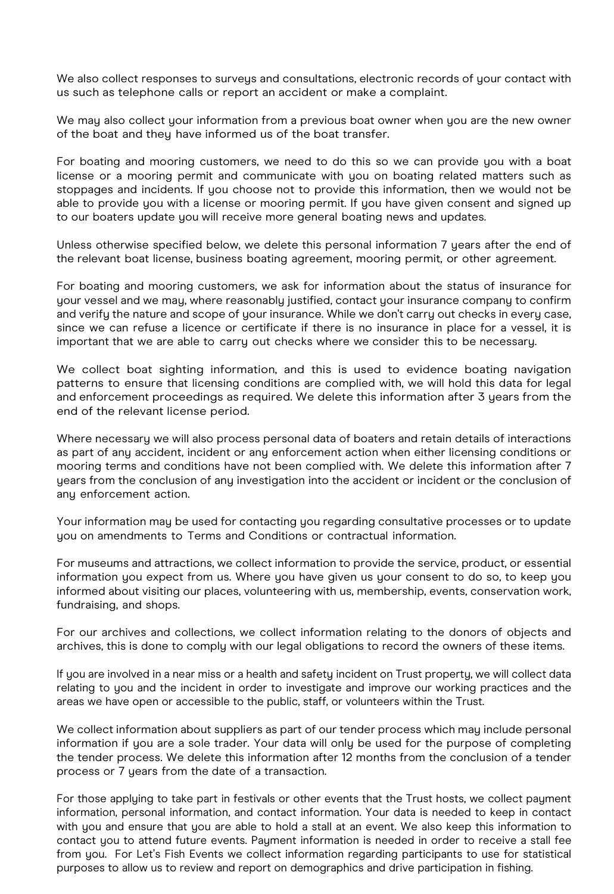We also collect responses to surveys and consultations, electronic records of your contact with us such as telephone calls or report an accident or make a complaint.

We may also collect your information from a previous boat owner when you are the new owner of the boat and they have informed us of the boat transfer.

For boating and mooring customers, we need to do this so we can provide you with a boat license or a mooring permit and communicate with you on boating related matters such as stoppages and incidents. If you choose not to provide this information, then we would not be able to provide you with a license or mooring permit. If you have given consent and signed up to our boaters update you will receive more general boating news and updates.

Unless otherwise specified below, we delete this personal information 7 years after the end of the relevant boat license, business boating agreement, mooring permit, or other agreement.

For boating and mooring customers, we ask for information about the status of insurance for your vessel and we may, where reasonably justified, contact your insurance company to confirm and verify the nature and scope of your insurance. While we don't carry out checks in every case, since we can refuse a licence or certificate if there is no insurance in place for a vessel, it is important that we are able to carry out checks where we consider this to be necessary.

We collect boat sighting information, and this is used to evidence boating navigation patterns to ensure that licensing conditions are complied with, we will hold this data for legal and enforcement proceedings as required. We delete this information after 3 years from the end of the relevant license period.

Where necessary we will also process personal data of boaters and retain details of interactions as part of any accident, incident or any enforcement action when either licensing conditions or mooring terms and conditions have not been complied with. We delete this information after 7 years from the conclusion of any investigation into the accident or incident or the conclusion of any enforcement action.

Your information may be used for contacting you regarding consultative processes or to update you on amendments to Terms and Conditions or contractual information.

For museums and attractions, we collect information to provide the service, product, or essential information you expect from us. Where you have given us your consent to do so, to keep you informed about visiting our places, volunteering with us, membership, events, conservation work, fundraising, and shops.

For our archives and collections, we collect information relating to the donors of objects and archives, this is done to comply with our legal obligations to record the owners of these items.

If you are involved in a near miss or a health and safety incident on Trust property, we will collect data relating to you and the incident in order to investigate and improve our working practices and the areas we have open or accessible to the public, staff, or volunteers within the Trust.

We collect information about suppliers as part of our tender process which may include personal information if you are a sole trader. Your data will only be used for the purpose of completing the tender process. We delete this information after 12 months from the conclusion of a tender process or 7 years from the date of a transaction.

For those applying to take part in festivals or other events that the Trust hosts, we collect payment information, personal information, and contact information. Your data is needed to keep in contact with you and ensure that you are able to hold a stall at an event. We also keep this information to contact you to attend future events. Payment information is needed in order to receive a stall fee from you. For Let's Fish Events we collect information regarding participants to use for statistical purposes to allow us to review and report on demographics and drive participation in fishing.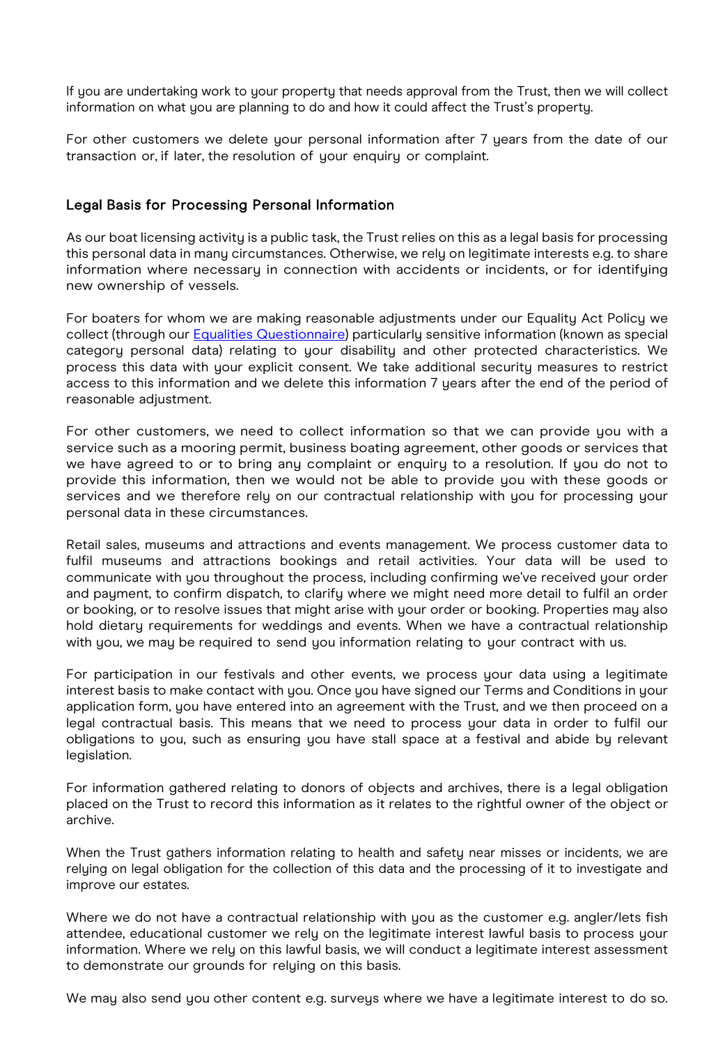If you are undertaking work to your property that needs approval from the Trust, then we will collect information on what you are planning to do and how it could affect the Trust's property.

For other customers we delete your personal information after 7 years from the date of our transaction or, if later, the resolution of your enquiry or complaint.

## Legal Basis for Processing Personal Information

As our boat licensing activity is a public task, the Trust relies on this as a legal basis for processing this personal data in many circumstances. Otherwise, we rely on legitimate interests e.g. to share information where necessary in connection with accidents or incidents, or for identifying new ownership of vessels.

For boaters for whom we are making reasonable adjustments under our Equality Act Policy we collect (through our Equalities Questionnaire) particularly sensitive information (known as special category personal data) relating to your disability and other protected characteristics. We process this data with your explicit consent. We take additional security measures to restrict access to this information and we delete this information 7 years after the end of the period of reasonable adjustment.

For other customers, we need to collect information so that we can provide you with a service such as a mooring permit, business boating agreement, other goods or services that we have agreed to or to bring any complaint or enquiry to a resolution. If you do not to provide this information, then we would not be able to provide you with these goods or services and we therefore rely on our contractual relationship with you for processing your personal data in these circumstances.

Retail sales, museums and attractions and events management. We process customer data to fulfil museums and attractions bookings and retail activities. Your data will be used to communicate with you throughout the process, including confirming we've received your order and payment, to confirm dispatch, to clarify where we might need more detail to fulfil an order or booking, or to resolve issues that might arise with your order or booking. Properties may also hold dietary requirements for weddings and events. When we have a contractual relationship with you, we may be required to send you information relating to your contract with us.

For participation in our festivals and other events, we process your data using a legitimate interest basis to make contact with you. Once you have signed our Terms and Conditions in your application form, you have entered into an agreement with the Trust, and we then proceed on a legal contractual basis. This means that we need to process your data in order to fulfil our obligations to you, such as ensuring you have stall space at a festival and abide by relevant legislation.

For information gathered relating to donors of objects and archives, there is a legal obligation placed on the Trust to record this information as it relates to the rightful owner of the object or archive.

When the Trust gathers information relating to health and safety near misses or incidents, we are relying on legal obligation for the collection of this data and the processing of it to investigate and improve our estates.

Where we do not have a contractual relationship with you as the customer e.g. angler/lets fish attendee, educational customer we rely on the legitimate interest lawful basis to process your information. Where we rely on this lawful basis, we will conduct a legitimate interest assessment to demonstrate our grounds for relying on this basis.

We may also send you other content e.g. surveys where we have a legitimate interest to do so.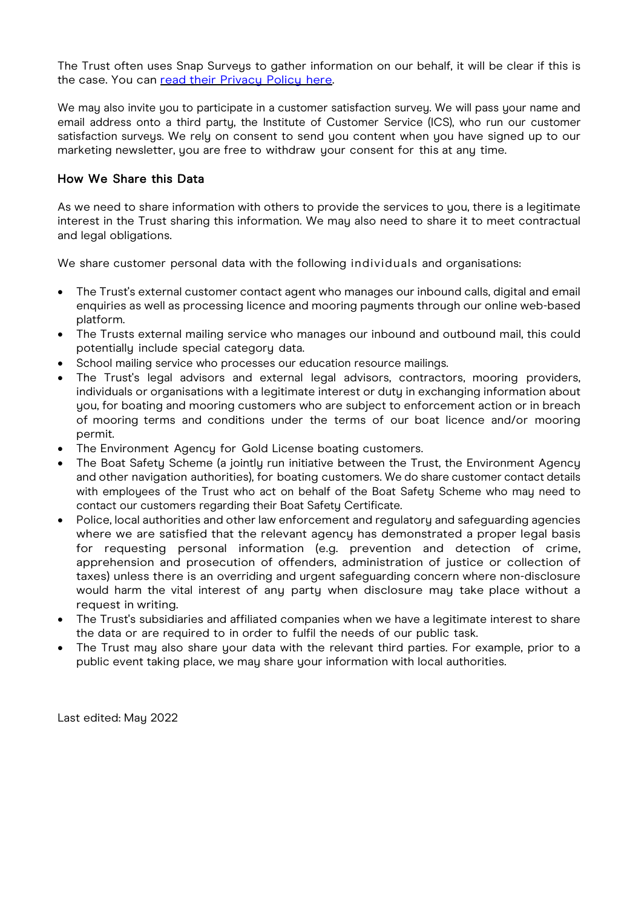The Trust often uses Snap Surveys to gather information on our behalf, it will be clear if this is the case. You can [read their Privacy Policy here](#).

We may also invite you to participate in a customer satisfaction survey. We will pass your name and email address onto a third party, the Institute of Customer Service (ICS), who run our customer satisfaction surveys. We rely on consent to send you content when you have signed up to our marketing newsletter, you are free to withdraw your consent for this at any time.

### How We Share this Data

As we need to share information with others to provide the services to you, there is a legitimate interest in the Trust sharing this information. We may also need to share it to meet contractual and legal obligations.

We share customer personal data with the following individuals and organisations:

- The Trust's external customer contact agent who manages our inbound calls, digital and email enquiries as well as processing licence and mooring payments through our online web-based platform.
- The Trusts external mailing service who manages our inbound and outbound mail, this could potentially include special category data.
- School mailing service who processes our education resource mailings.
- The Trust's legal advisors and external legal advisors, contractors, mooring providers, individuals or organisations with a legitimate interest or duty in exchanging information about you, for boating and mooring customers who are subject to enforcement action or in breach of mooring terms and conditions under the terms of our boat licence and/or mooring permit.
- The Environment Agency for Gold License boating customers.
- The Boat Safety Scheme (a jointly run initiative between the Trust, the Environment Agency and other navigation authorities), for boating customers. We do share customer contact details with employees of the Trust who act on behalf of the Boat Safety Scheme who may need to contact our customers regarding their Boat Safety Certificate.
- Police, local authorities and other law enforcement and regulatory and safeguarding agencies where we are satisfied that the relevant agency has demonstrated a proper legal basis for requesting personal information (e.g. prevention and detection of crime, apprehension and prosecution of offenders, administration of justice or collection of taxes) unless there is an overriding and urgent safeguarding concern where non-disclosure would harm the vital interest of any party when disclosure may take place without a request in writing.
- The Trust's subsidiaries and affiliated companies when we have a legitimate interest to share the data or are required to in order to fulfil the needs of our public task.
- The Trust may also share your data with the relevant third parties. For example, prior to a public event taking place, we may share your information with local authorities.

Last edited: May 2022